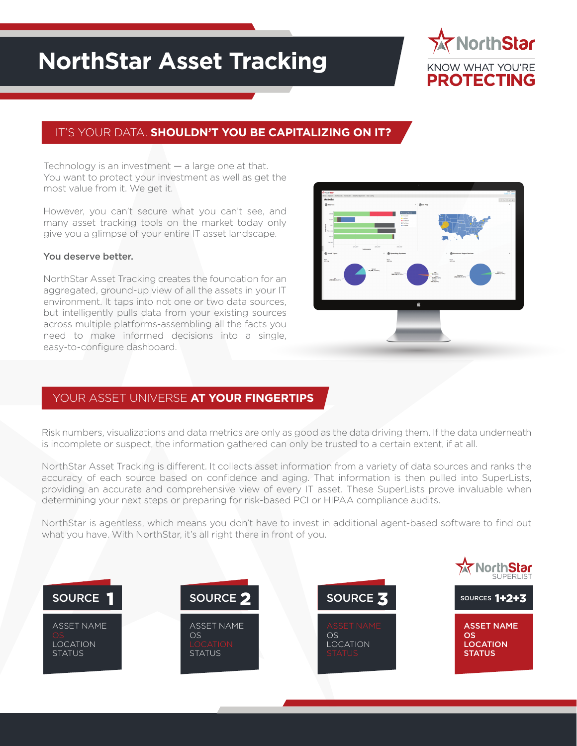# NorthStar Asset Tracking

NorthStar

KNOW WHAT YOU'RE **PROTECTING**

## IT'S YOUR DATA. **SHOULDN'T YOU BE CAPITALIZING ON IT?**

Technology is an investment — a large one at that. You want to protect your investment as well as get the most value from it. We get it.

However, you can't secure what you can't see, and many asset tracking tools on the market today only give you a glimpse of your entire IT asset landscape.

**You deserve better.**

NorthStar Asset Tracking creates the foundation for an aggregated, ground-up view of all the assets in your IT environment. It taps into not one or two data sources, but intelligently pulls data from your existing sources across multiple platforms-assembling all the facts you need to make informed decisions into a single, easy-to-configure dashboard.

## YOUR ASSET UNIVERSE **AT YOUR FINGERTIPS**

Risk numbers, visualizations and data metrics are only as good as the data driving them. If the data underneath is incomplete or suspect, the information gathered can only be trusted to a certain extent, if at all.

NorthStar Asset Tracking is different. It collects asset information from a variety of data sources and ranks the accuracy of each source based on confidence and aging. That information is then pulled into SuperLists, providing an accurate and comprehensive view of every IT asset. These SuperLists prove invaluable when determining your next steps or preparing for risk-based PCI or HIPAA compliance audits.

NorthStar is agentless, which means you don't have to invest in additional agent-based software to find out what you have. With NorthStar, it's all right there in front of you.

| SOURCE 1 | SOURCE 2 | SOURCE 3 | NorthStar SUPERLIST – SOURCES 1+2+3 |
|---|---|---|---|
| ASSET NAME | ASSET NAME | ASSET NAME | **ASSET NAME** |
| OS | OS | OS | **OS** |
| LOCATION | LOCATION | LOCATION | **LOCATION** |
| STATUS | STATUS | STATUS | **STATUS** |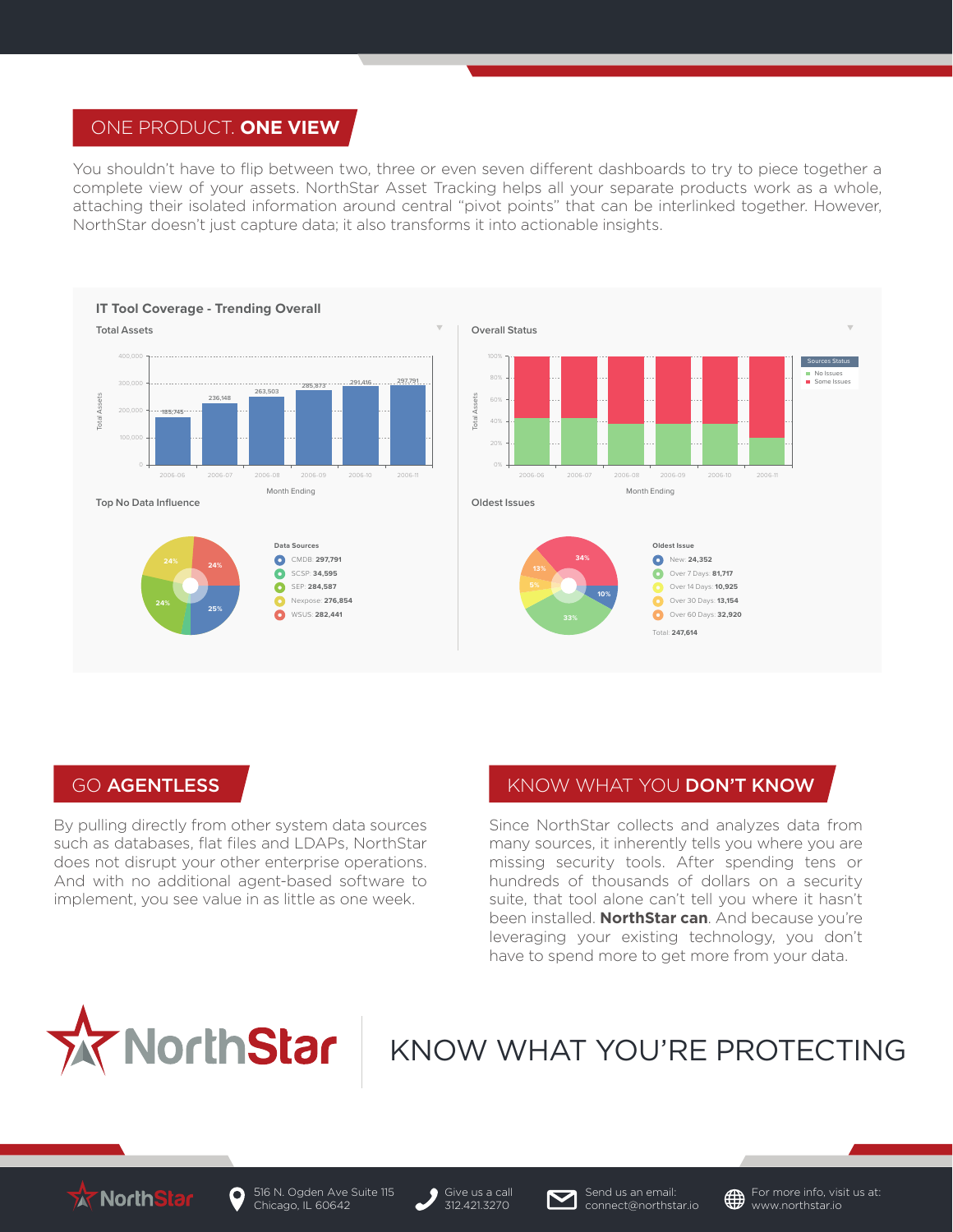## ONE PRODUCT. **ONE VIEW**

You shouldn't have to flip between two, three or even seven different dashboards to try to piece together a complete view of your assets. NorthStar Asset Tracking helps all your separate products work as a whole, attaching their isolated information around central "pivot points" that can be interlinked together. However, NorthStar doesn't just capture data; it also transforms it into actionable insights.

IT Tool Coverage - Trending Overall

Total Assets

400,000
300,000
200,000
100,000
0

185,745
236,148
263,503
285,873
291,416
297,791

2006-06 2006-07 2006-08 2006-09 2006-10 2006-11

Month Ending

Overall Status

100%
80%
60%
40%
20%
0%

2006-06 2006-07 2006-08 2006-09 2006-10 2006-11

Month Ending

Sources Status
No Issues
Some Issues

Top No Data Influence

24% 24% 24% 25%

Data Sources
CMDB: 297,791
SCSP: 34,595
SEP: 284,587
Nexpose: 276,854
WSUS: 282,441

Oldest Issues

34% 13% 5% 10% 33%

Oldest Issue
New: 24,352
Over 7 Days: 81,717
Over 14 Days: 10,925
Over 30 Days: 13,154
Over 60 Days: 32,920
Total: 247,614

## GO **AGENTLESS**

By pulling directly from other system data sources such as databases, flat files and LDAPs, NorthStar does not disrupt your other enterprise operations. And with no additional agent-based software to implement, you see value in as little as one week.

## KNOW WHAT YOU **DON'T KNOW**

Since NorthStar collects and analyzes data from many sources, it inherently tells you where you are missing security tools. After spending tens or hundreds of thousands of dollars on a security suite, that tool alone can't tell you where it hasn't been installed. **NorthStar can**. And because you're leveraging your existing technology, you don't have to spend more to get more from your data.

NorthStar

KNOW WHAT YOU'RE PROTECTING

NorthStar

516 N. Ogden Ave Suite 115
Chicago, IL 60642

Give us a call
312.421.3270

Send us an email:
connect@northstar.io

For more info, visit us at:
www.northstar.io